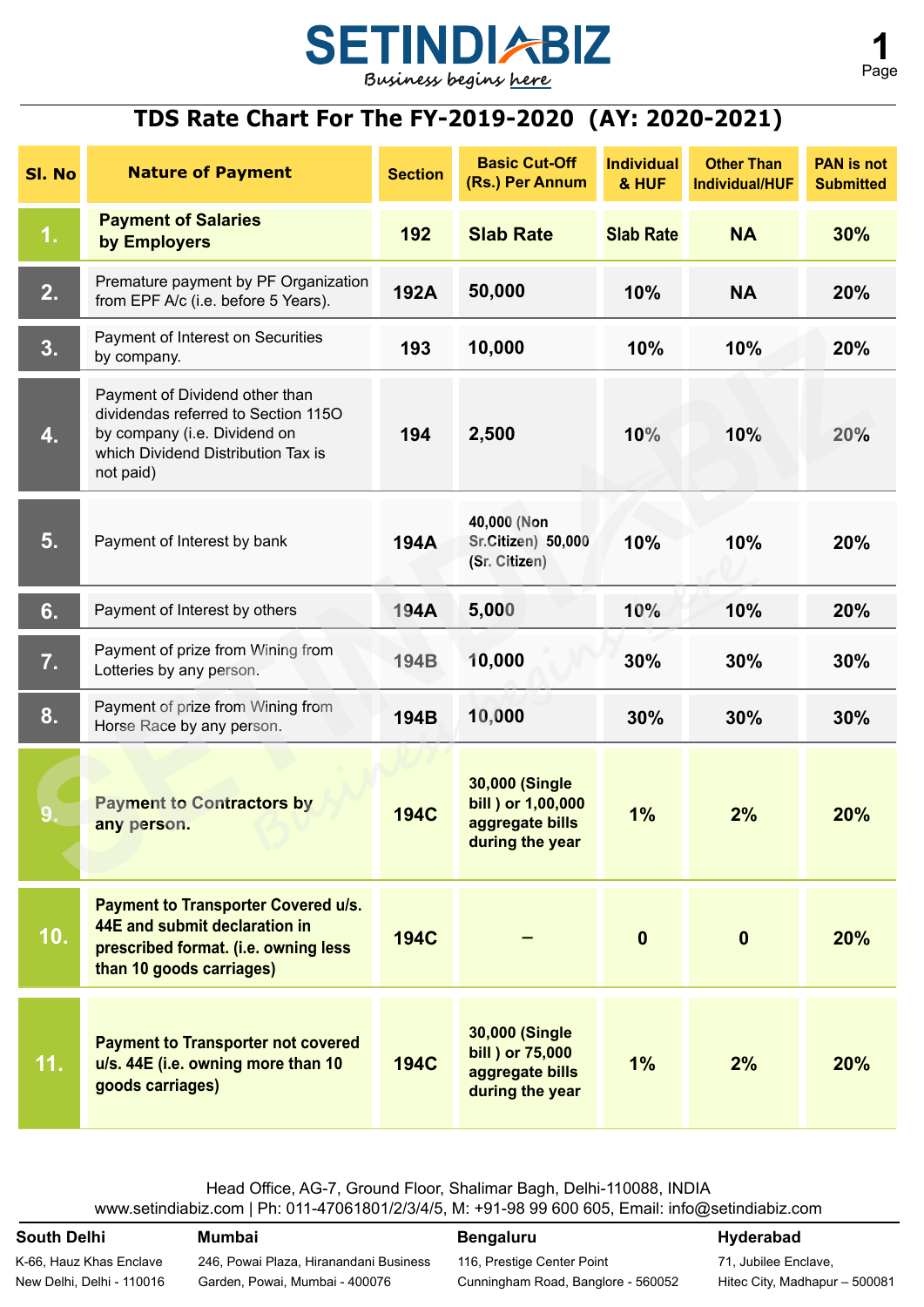# SETINDIABIZ

*Business begins here*

## TDS Rate Chart For The FY-2019-2020 (AY: 2020-2021)

| Sl. No | Nature of Payment | Section | Basic Cut-Off (Rs.) Per Annum | Individual & HUF | Other Than Individual/HUF | PAN is not Submitted |
|---|---|---|---|---|---|---|
| 1. | **Payment of Salaries by Employers** | 192 | Slab Rate | Slab Rate | NA | 30% |
| 2. | Premature payment by PF Organization from EPF A/c (i.e. before 5 Years). | 192A | 50,000 | 10% | NA | 20% |
| 3. | Payment of Interest on Securities by company. | 193 | 10,000 | 10% | 10% | 20% |
| 4. | Payment of Dividend other than dividendas referred to Section 115O by company (i.e. Dividend on which Dividend Distribution Tax is not paid) | 194 | 2,500 | 10% | 10% | 20% |
| 5. | Payment of Interest by bank | 194A | 40,000 (Non Sr.Citizen) 50,000 (Sr. Citizen) | 10% | 10% | 20% |
| 6. | Payment of Interest by others | 194A | 5,000 | 10% | 10% | 20% |
| 7. | Payment of prize from Wining from Lotteries by any person. | 194B | 10,000 | 30% | 30% | 30% |
| 8. | Payment of prize from Wining from Horse Race by any person. | 194B | 10,000 | 30% | 30% | 30% |
| 9. | **Payment to Contractors by any person.** | 194C | 30,000 (Single bill ) or 1,00,000 aggregate bills during the year | 1% | 2% | 20% |
| 10. | **Payment to Transporter Covered u/s. 44E and submit declaration in prescribed format. (i.e. owning less than 10 goods carriages)** | 194C | – | 0 | 0 | 20% |
| 11. | **Payment to Transporter not covered u/s. 44E (i.e. owning more than 10 goods carriages)** | 194C | 30,000 (Single bill ) or 75,000 aggregate bills during the year | 1% | 2% | 20% |

Head Office, AG-7, Ground Floor, Shalimar Bagh, Delhi-110088, INDIA
www.setindiabiz.com | Ph: 011-47061801/2/3/4/5, M: +91-98 99 600 605, Email: info@setindiabiz.com

| South Delhi | Mumbai | Bengaluru | Hyderabad |
|---|---|---|---|
| K-66, Hauz Khas Enclave New Delhi, Delhi - 110016 | 246, Powai Plaza, Hiranandani Business Garden, Powai, Mumbai - 400076 | 116, Prestige Center Point Cunningham Road, Banglore - 560052 | 71, Jubilee Enclave, Hitec City, Madhapur – 500081 |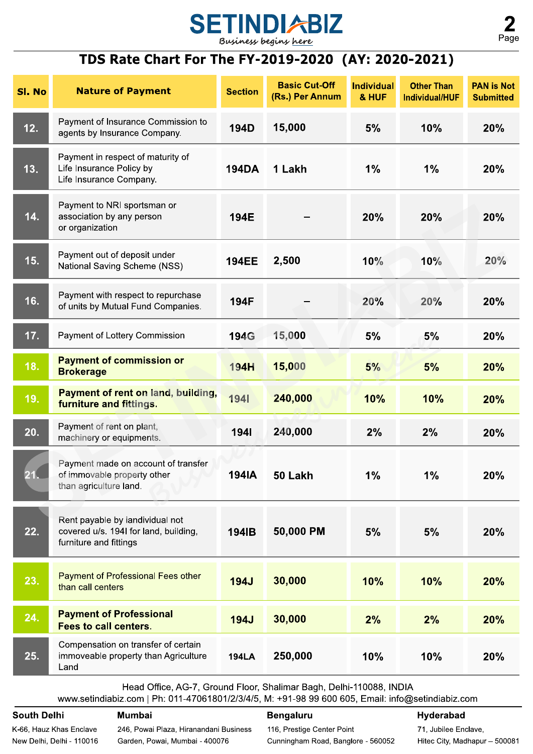## TDS Rate Chart For The FY-2019-2020 (AY: 2020-2021)

| Sl. No | Nature of Payment | Section | Basic Cut-Off (Rs.) Per Annum | Individual & HUF | Other Than Individual/HUF | PAN is Not Submitted |
|---|---|---|---|---|---|---|
| 12. | Payment of Insurance Commission to agents by Insurance Company. | 194D | 15,000 | 5% | 10% | 20% |
| 13. | Payment in respect of maturity of Life Insurance Policy by Life Insurance Company. | 194DA | 1 Lakh | 1% | 1% | 20% |
| 14. | Payment to NRI sportsman or association by any person or organization | 194E | – | 20% | 20% | 20% |
| 15. | Payment out of deposit under National Saving Scheme (NSS) | 194EE | 2,500 | 10% | 10% | 20% |
| 16. | Payment with respect to repurchase of units by Mutual Fund Companies. | 194F | – | 20% | 20% | 20% |
| 17. | Payment of Lottery Commission | 194G | 15,000 | 5% | 5% | 20% |
| 18. | **Payment of commission or Brokerage** | 194H | 15,000 | 5% | 5% | 20% |
| 19. | **Payment of rent on land, building, furniture and fittings.** | 194I | 240,000 | 10% | 10% | 20% |
| 20. | Payment of rent on plant, machinery or equipments. | 194I | 240,000 | 2% | 2% | 20% |
| 21. | Payment made on account of transfer of immovable property other than agriculture land. | 194IA | 50 Lakh | 1% | 1% | 20% |
| 22. | Rent payable by iandividual not covered u/s. 194I for land, building, furniture and fittings | 194IB | 50,000 PM | 5% | 5% | 20% |
| 23. | Payment of Professional Fees other than call centers | 194J | 30,000 | 10% | 10% | 20% |
| 24. | **Payment of Professional Fees to call centers.** | 194J | 30,000 | 2% | 2% | 20% |
| 25. | Compensation on transfer of certain immoveable property than Agriculture Land | 194LA | 250,000 | 10% | 10% | 20% |

Head Office, AG-7, Ground Floor, Shalimar Bagh, Delhi-110088, INDIA
www.setindiabiz.com | Ph: 011-47061801/2/3/4/5, M: +91-98 99 600 605, Email: info@setindiabiz.com

**South Delhi**
K-66, Hauz Khas Enclave
New Delhi, Delhi - 110016

**Mumbai**
246, Powai Plaza, Hiranandani Business
Garden, Powai, Mumbai - 400076

**Bengaluru**
116, Prestige Center Point
Cunningham Road, Banglore - 560052

**Hyderabad**
71, Jubilee Enclave,
Hitec City, Madhapur – 500081